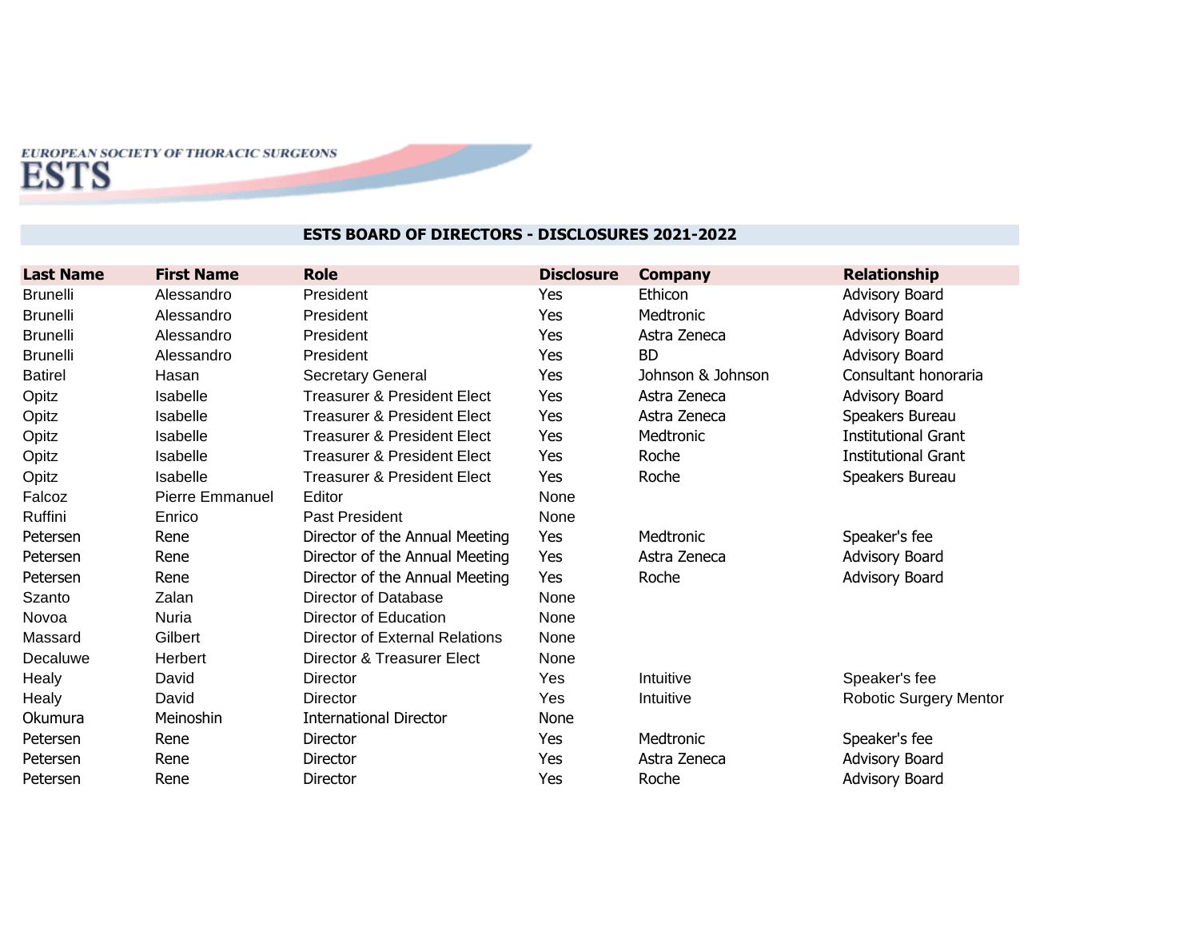EUROPEAN SOCIETY OF THORACIC SURGEONS

ESTS

## ESTS BOARD OF DIRECTORS - DISCLOSURES 2021-2022

| Last Name | First Name | Role | Disclosure | Company | Relationship |
|---|---|---|---|---|---|
| Brunelli | Alessandro | President | Yes | Ethicon | Advisory Board |
| Brunelli | Alessandro | President | Yes | Medtronic | Advisory Board |
| Brunelli | Alessandro | President | Yes | Astra Zeneca | Advisory Board |
| Brunelli | Alessandro | President | Yes | BD | Advisory Board |
| Batirel | Hasan | Secretary General | Yes | Johnson & Johnson | Consultant honoraria |
| Opitz | Isabelle | Treasurer & President Elect | Yes | Astra Zeneca | Advisory Board |
| Opitz | Isabelle | Treasurer & President Elect | Yes | Astra Zeneca | Speakers Bureau |
| Opitz | Isabelle | Treasurer & President Elect | Yes | Medtronic | Institutional Grant |
| Opitz | Isabelle | Treasurer & President Elect | Yes | Roche | Institutional Grant |
| Opitz | Isabelle | Treasurer & President Elect | Yes | Roche | Speakers Bureau |
| Falcoz | Pierre Emmanuel | Editor | None | | |
| Ruffini | Enrico | Past President | None | | |
| Petersen | Rene | Director of the Annual Meeting | Yes | Medtronic | Speaker's fee |
| Petersen | Rene | Director of the Annual Meeting | Yes | Astra Zeneca | Advisory Board |
| Petersen | Rene | Director of the Annual Meeting | Yes | Roche | Advisory Board |
| Szanto | Zalan | Director of Database | None | | |
| Novoa | Nuria | Director of Education | None | | |
| Massard | Gilbert | Director of External Relations | None | | |
| Decaluwe | Herbert | Director & Treasurer Elect | None | | |
| Healy | David | Director | Yes | Intuitive | Speaker's fee |
| Healy | David | Director | Yes | Intuitive | Robotic Surgery Mentor |
| Okumura | Meinoshin | International Director | None | | |
| Petersen | Rene | Director | Yes | Medtronic | Speaker's fee |
| Petersen | Rene | Director | Yes | Astra Zeneca | Advisory Board |
| Petersen | Rene | Director | Yes | Roche | Advisory Board |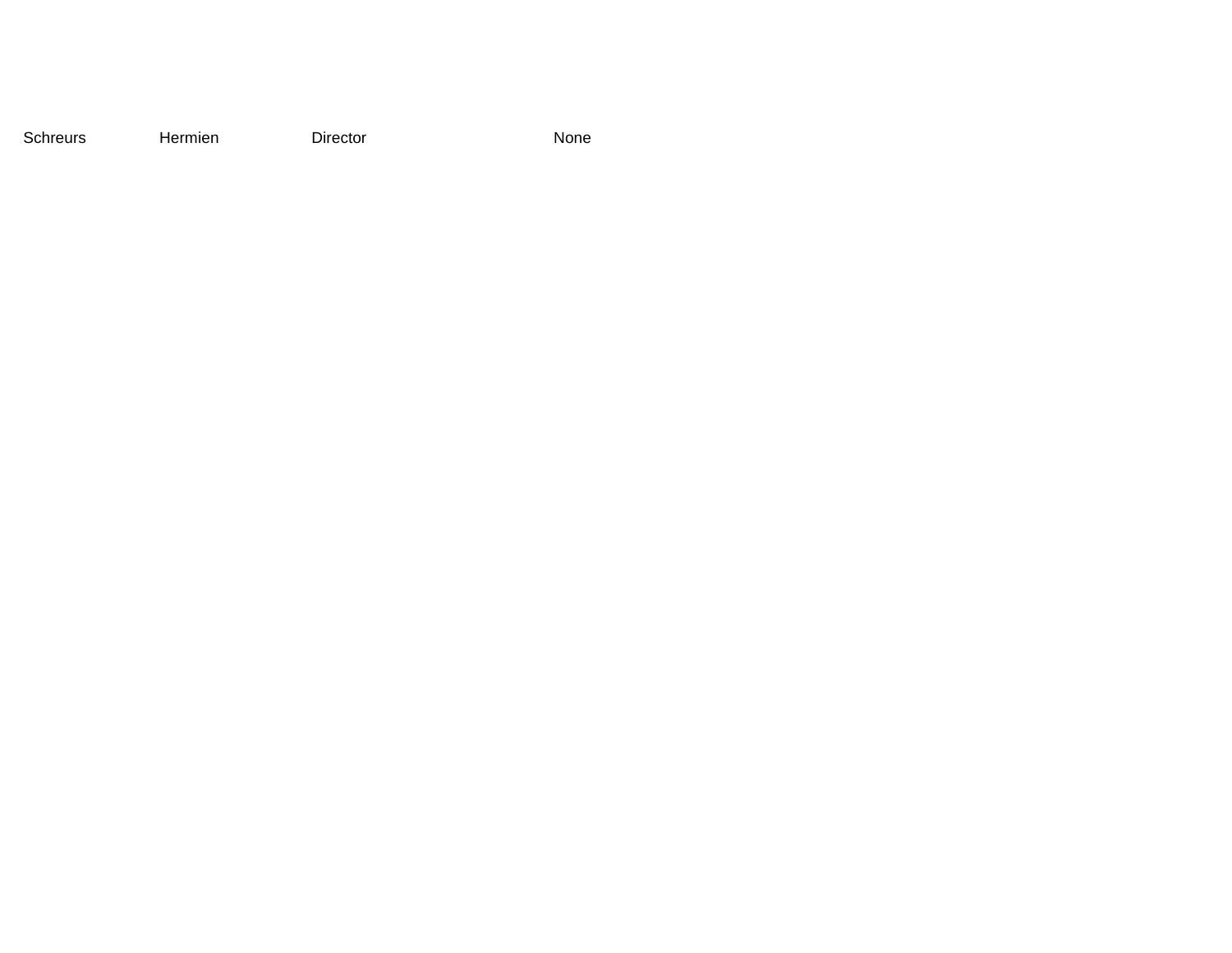| | | | |
|---|---|---|---|
| Schreurs | Hermien | Director | None |